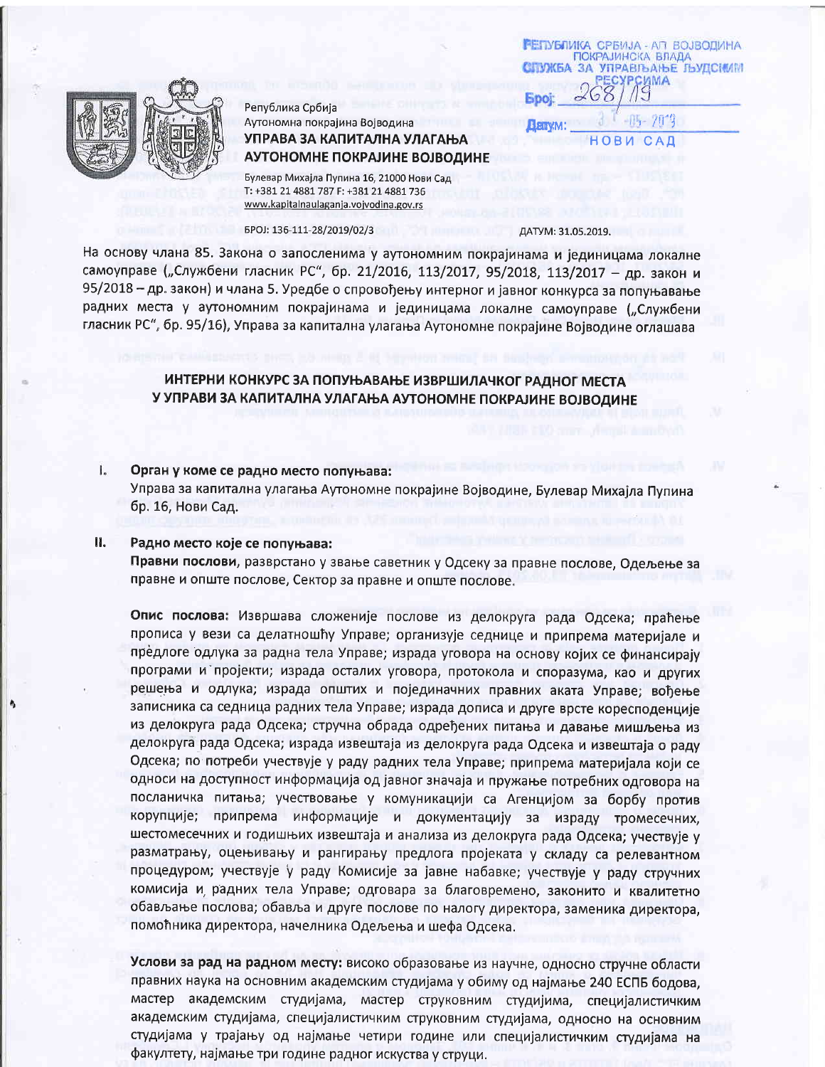РЕПУБЛИКА СРБИЈА - АП ВОЈВОДИНА
ПОКРАЈИНСКА ВЛАДА
СЛУЖБА ЗА УПРАВЉАЊЕ ЉУДСКИМ
РЕСУРСИМА
Број: 268/19
Датум: 31-05-2019
НОВИ САД

Република Србија
Аутономна покрајина Војводина
**УПРАВА ЗА КАПИТАЛНА УЛАГАЊА АУТОНОМНЕ ПОКРАЈИНЕ ВОЈВОДИНЕ**
Булевар Михајла Пупина 16, 21000 Нови Сад
T: +381 21 4881 787 F: +381 21 4881 736
www.kapitalnaulaganja.vojvodina.gov.rs

БРОЈ: 136-111-28/2019/02/3 ДАТУМ: 31.05.2019.

На основу члана 85. Закона о запосленима у аутономним покрајинама и јединицама локалне самоуправе („Службени гласник РС", бр. 21/2016, 113/2017, 95/2018, 113/2017 – др. закон и 95/2018 – др. закон) и члана 5. Уредбе о спровођењу интерног и јавног конкурса за попуњавање радних места у аутономним покрајинама и јединицама локалне самоуправе („Службени гласник РС", бр. 95/16), Управа за капитална улагања Аутономне покрајине Војводине оглашава

## ИНТЕРНИ КОНКУРС ЗА ПОПУЊАВАЊЕ ИЗВРШИЛАЧКОГ РАДНОГ МЕСТА У УПРАВИ ЗА КАПИТАЛНА УЛАГАЊА АУТОНОМНЕ ПОКРАЈИНЕ ВОЈВОДИНЕ

**I. Орган у коме се радно место попуњава:**

Управа за капитална улагања Аутономне покрајине Војводине, Булевар Михајла Пупина бр. 16, Нови Сад.

**II. Радно место које се попуњава:**

**Правни послови**, разврстано у звање саветник у Одсеку за правне послове, Одељење за правне и опште послове, Сектор за правне и опште послове.

**Опис послова:** Извршава сложеније послове из делокруга рада Одсека; праћење прописа у вези са делатношћу Управе; организује седнице и припрема материјале и предлоге одлука за радна тела Управе; израда уговора на основу којих се финансирају програми и пројекти; израда осталих уговора, протокола и споразума, као и других решења и одлука; израда општих и појединачних правних аката Управе; вођење записника са седница радних тела Управе; израда дописа и друге врсте кореспонденције из делокруга рада Одсека; стручна обрада одређених питања и давање мишљења из делокруга рада Одсека; израда извештаја из делокруга рада Одсека и извештаја о раду Одсека; по потреби учествује у раду радних тела Управе; припрема материјала који се односи на доступност информација од јавног значаја и пружање потребних одговора на посланичка питања; учествовање у комуникацији са Агенцијом за борбу против корупције; припрема информације и документацију за израду тромесечних, шестомесечних и годишњих извештаја и анализа из делокруга рада Одсека; учествује у разматрању, оцењивању и рангирању предлога пројеката у складу са релевантном процедуром; учествује у раду Комисије за јавне набавке; учествује у раду стручних комисија и радних тела Управе; одговара за благовремено, законито и квалитетно обављање послова; обавља и друге послове по налогу директора, заменика директора, помоћника директора, начелника Одељења и шефа Одсека.

**Услови за рад на радном месту:** високо образовање из научне, односно стручне области правних наука на основним академским студијама у обиму од најмање 240 ЕСПБ бодова, мастер академским студијама, мастер струковним студијама, специјалистичким академским студијама, специјалистичким струковним студијама, односно на основним студијама у трајању од најмање четири године или специјалистичким студијама на факултету, најмање три године радног искуства у струци.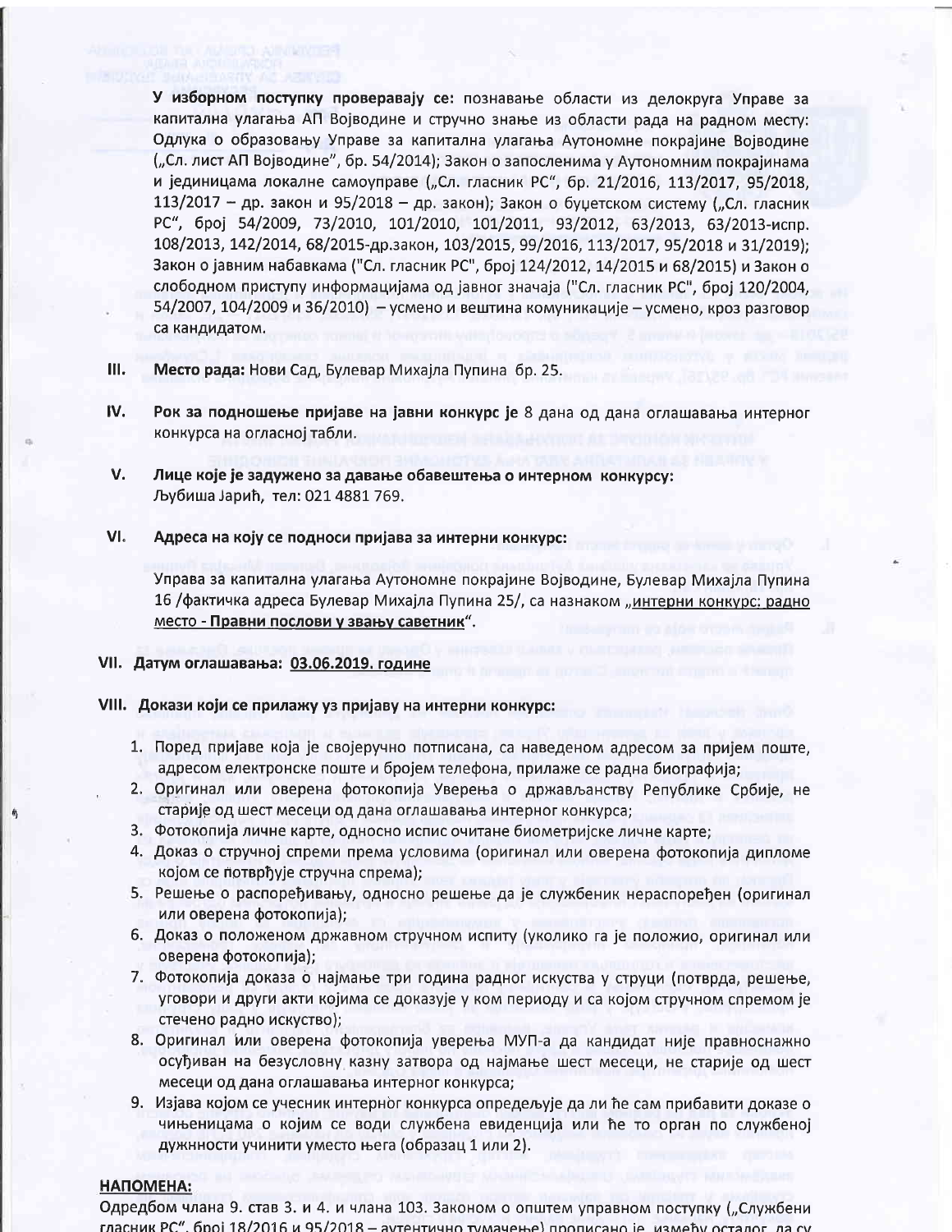**У изборном поступку проверавају се:** познавање области из делокруга Управе за капитална улагања АП Војводине и стручно знање из области рада на радном месту: Одлука о образовању Управе за капитална улагања Аутономне покрајине Војводине („Сл. лист АП Војводине", бр. 54/2014); Закон о запосленима у Аутономним покрајинама и јединицама локалне самоуправе („Сл. гласник РС", бр. 21/2016, 113/2017, 95/2018, 113/2017 – др. закон и 95/2018 – др. закон); Закон о буџетском систему („Сл. гласник РС", број 54/2009, 73/2010, 101/2010, 101/2011, 93/2012, 63/2013, 63/2013-испр. 108/2013, 142/2014, 68/2015-др.закон, 103/2015, 99/2016, 113/2017, 95/2018 и 31/2019); Закон о јавним набавкама ("Сл. гласник РС", број 124/2012, 14/2015 и 68/2015) и Закон о слободном приступу информацијама од јавног значаја ("Сл. гласник РС", број 120/2004, 54/2007, 104/2009 и 36/2010) – усмено и вештина комуникације – усмено, кроз разговор са кандидатом.

**III. Место рада:** Нови Сад, Булевар Михајла Пупина бр. 25.

**IV. Рок за подношење пријаве на јавни конкурс је** 8 дана од дана оглашавања интерног конкурса на огласној табли.

**V. Лице које је задужено за давање обавештења о интерном конкурсу:**
Љубиша Јарић, тел: 021 4881 769.

**VI. Адреса на коју се подноси пријава за интерни конкурс:**

Управа за капитална улагања Аутономне покрајине Војводине, Булевар Михајла Пупина 16 /фактичка адреса Булевар Михајла Пупина 25/, са назнаком „<u>интерни конкурс: радно место - **Правни послови у звању саветник**</u>".

**VII. Датум оглашавања: <u>03.06.2019. године</u>**

**VIII. Докази који се прилажу уз пријаву на интерни конкурс:**

1. Поред пријаве која је својеручно потписана, са наведеном адресом за пријем поште, адресом електронске поште и бројем телефона, прилаже се радна биографија;
2. Оригинал или оверена фотокопија Уверења о држављанству Републике Србије, не старије од шест месеци од дана оглашавања интерног конкурса;
3. Фотокопија личне карте, односно испис очитане биометријске личне карте;
4. Доказ о стручној спреми према условима (оригинал или оверена фотокопија дипломе којом се потврђује стручна спрема);
5. Решење о распоређивању, односно решење да је службеник нераспоређен (оригинал или оверена фотокопија);
6. Доказ о положеном државном стручном испиту (уколико га је положио, оригинал или оверена фотокопија);
7. Фотокопија доказа о најмање три година радног искуства у струци (потврда, решење, уговори и други акти којима се доказује у ком периоду и са којом стручном спремом је стечено радно искуство);
8. Оригинал или оверена фотокопија уверења МУП-а да кандидат није правноснажно осуђиван на безусловну казну затвора од најмање шест месеци, не старије од шест месеци од дана оглашавања интерног конкурса;
9. Изјава којом се учесник интерног конкурса опредељује да ли ће сам прибавити доказе о чињеницама о којим се води службена евиденција или ће то орган по службеној дужнности учинити уместо њега (образац 1 или 2).

**НАПОМЕНА:**
Одредбом члана 9. став 3. и 4. и члана 103. Законом о општем управном поступку („Службени гласник РС", број 18/2016 и 95/2018 – аутентично тумачење) прописано је, између осталог, да су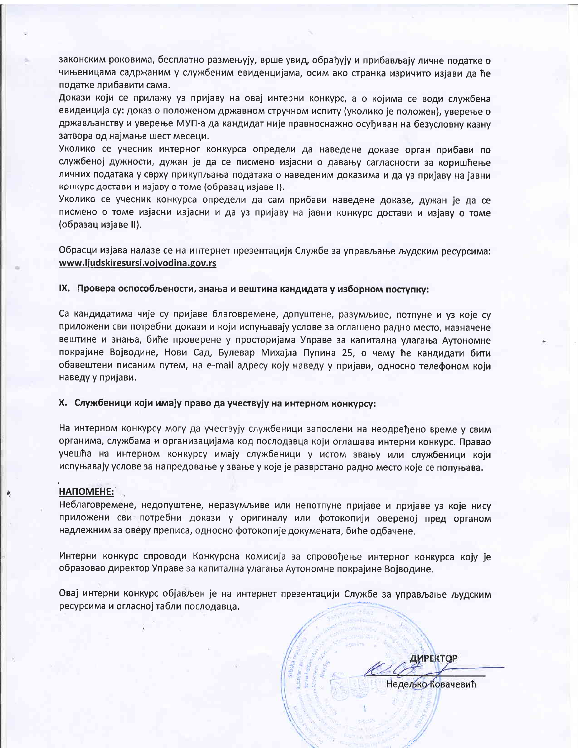законским роковима, бесплатно размењују, врше увид, обрађују и прибављају личне податке о чињеницама садржаним у службеним евиденцијама, осим ако странка изричито изјави да ће податке прибавити сама.

Докази који се прилажу уз пријаву на овај интерни конкурс, а о којима се води службена евиденција су: доказ о положеном државном стручном испиту (уколико је положен), уверење о држављанству и уверење МУП-а да кандидат није правноснажно осуђиван на безусловну казну затвора од најмање шест месеци.

Уколико се учесник интерног конкурса определи да наведене доказе орган прибави по службеној дужности, дужан је да се писмено изјасни о давању сагласности за коришћење личних података у сврху прикупљања података о наведеним доказима и да уз пријаву на јавни конкурс достави и изјаву о томе (образац изјаве I).

Уколико се учесник конкурса определи да сам прибави наведене доказе, дужан је да се писмено о томе изјасни изјасни и да уз пријаву на јавни конкурс достави и изјаву о томе (образац изјаве II).

Обрасци изјава налазе се на интернет презентацији Службе за управљање људским ресурсима: **www.ljudskiresursi.vojvodina.gov.rs**

## IX. Провера оспособљености, знања и вештина кандидата у изборном поступку:

Са кандидатима чије су пријаве благовремене, допуштене, разумљиве, потпуне и уз које су приложени сви потребни докази и који испуњавају услове за оглашено радно место, назначене вештине и знања, биће проверене у просторијама Управе за капитална улагања Аутономне покрајине Војводине, Нови Сад, Булевар Михајла Пупина 25, о чему ће кандидати бити обавештени писаним путем, на e-mail адресу коју наведу у пријави, односно телефоном који наведу у пријави.

## X. Службеници који имају право да учествују на интерном конкурсу:

На интерном конкурсу могу да учествују службеници запослени на неодређено време у свим органима, службама и организацијама код послодавца који оглашава интерни конкурс. Правао учешћа на интерном конкурсу имају службеници у истом звању или службеници који испуњавају услове за напредовање у звање у које је разврстано радно место које се попуњава.

**НАПОМЕНЕ:**

Неблаговремене, недопуштене, неразумљиве или непотпуне пријаве и пријаве уз које нису приложени сви потребни докази у оригиналу или фотокопији овереној пред органом надлежним за оверу преписа, односно фотокопије докумената, биће одбачене.

Интерни конкурс спроводи Конкурсна комисија за спровођење интерног конкурса коју је образовао директор Управе за капитална улагања Аутономне покрајине Војводине.

Овај интерни конкурс објављен је на интернет презентацији Службе за управљање људским ресурсима и огласној табли послодавца.

ДИРЕКТОР

Недељко Ковачевић